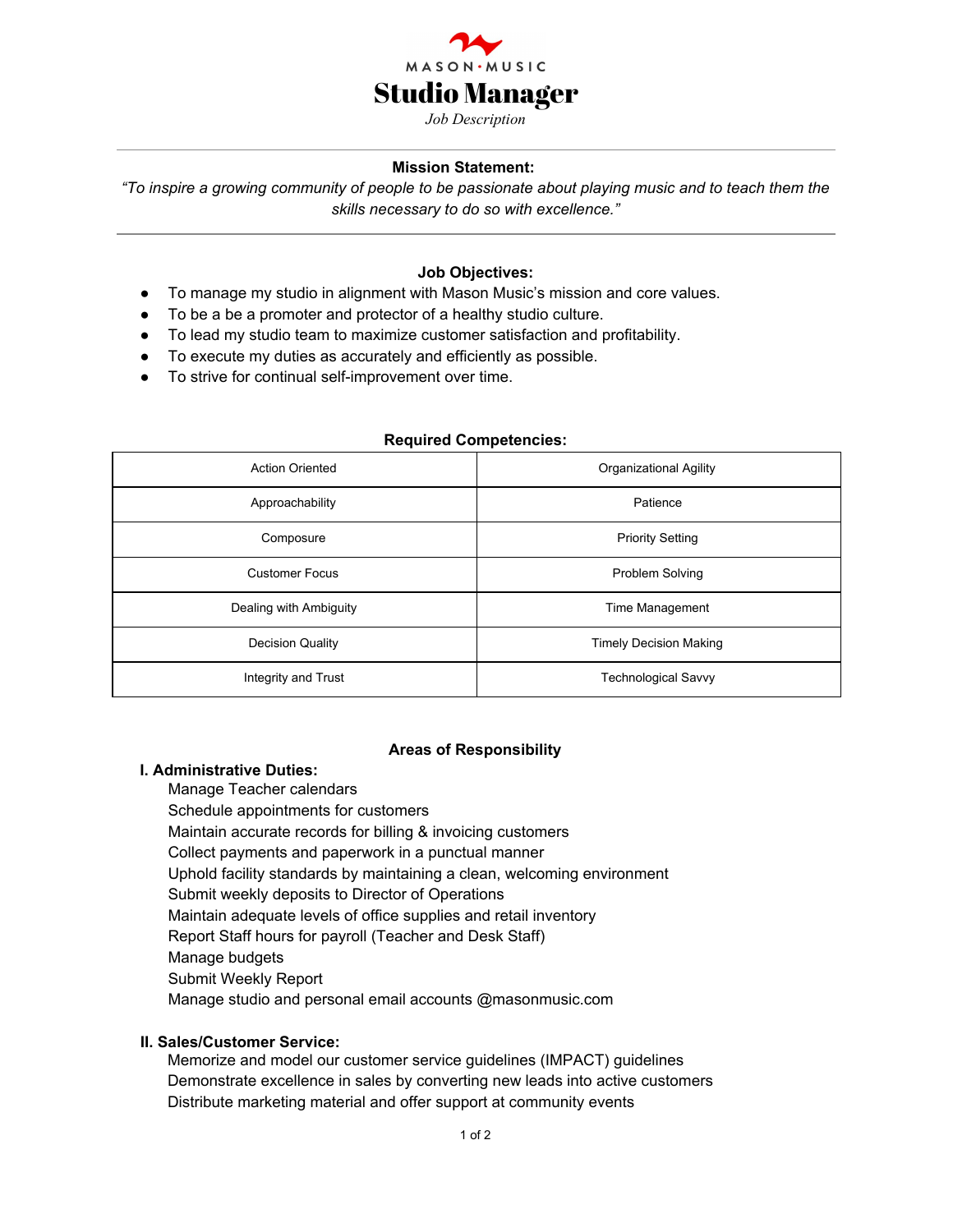MASON • MUSIC

# Studio Manager

*Job Description*

---

**Mission Statement:**

*"To inspire a growing community of people to be passionate about playing music and to teach them the skills necessary to do so with excellence."*

---

**Job Objectives:**

- To manage my studio in alignment with Mason Music's mission and core values.
- To be a be a promoter and protector of a healthy studio culture.
- To lead my studio team to maximize customer satisfaction and profitability.
- To execute my duties as accurately and efficiently as possible.
- To strive for continual self-improvement over time.

**Required Competencies:**

| | |
|---|---|
| Action Oriented | Organizational Agility |
| Approachability | Patience |
| Composure | Priority Setting |
| Customer Focus | Problem Solving |
| Dealing with Ambiguity | Time Management |
| Decision Quality | Timely Decision Making |
| Integrity and Trust | Technological Savvy |

## Areas of Responsibility

**I. Administrative Duties:**

Manage Teacher calendars
Schedule appointments for customers
Maintain accurate records for billing & invoicing customers
Collect payments and paperwork in a punctual manner
Uphold facility standards by maintaining a clean, welcoming environment
Submit weekly deposits to Director of Operations
Maintain adequate levels of office supplies and retail inventory
Report Staff hours for payroll (Teacher and Desk Staff)
Manage budgets
Submit Weekly Report
Manage studio and personal email accounts @masonmusic.com

**II. Sales/Customer Service:**

Memorize and model our customer service guidelines (IMPACT) guidelines
Demonstrate excellence in sales by converting new leads into active customers
Distribute marketing material and offer support at community events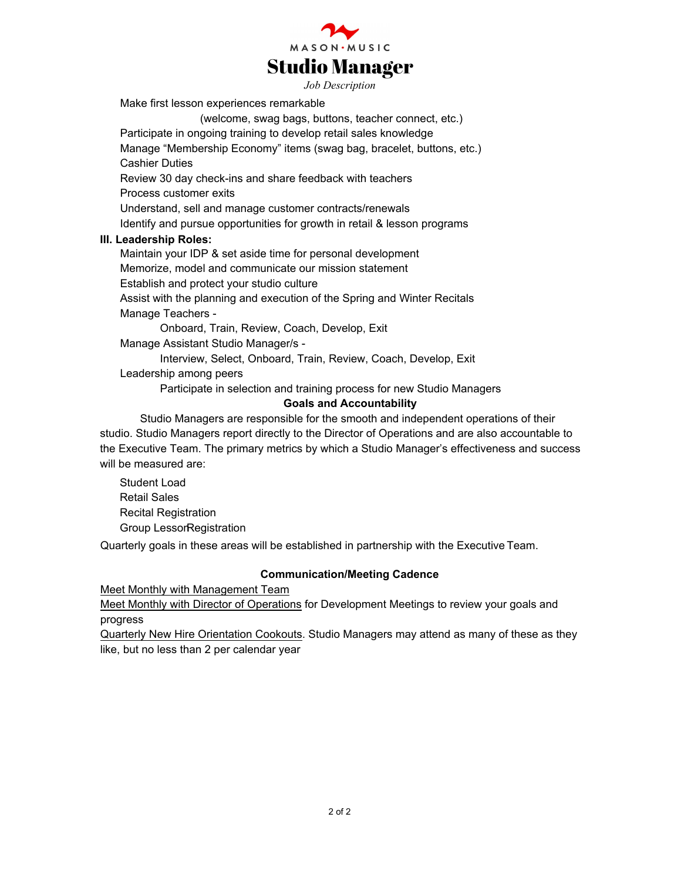# Studio Manager

*Job Description*

- Make first lesson experiences remarkable
  - (welcome, swag bags, buttons, teacher connect, etc.)
- Participate in ongoing training to develop retail sales knowledge
- Manage "Membership Economy" items (swag bag, bracelet, buttons, etc.)
- Cashier Duties
- Review 30 day check-ins and share feedback with teachers
- Process customer exits
- Understand, sell and manage customer contracts/renewals
- Identify and pursue opportunities for growth in retail & lesson programs

**III. Leadership Roles:**

- Maintain your IDP & set aside time for personal development
- Memorize, model and communicate our mission statement
- Establish and protect your studio culture
- Assist with the planning and execution of the Spring and Winter Recitals
- Manage Teachers -
  - Onboard, Train, Review, Coach, Develop, Exit
- Manage Assistant Studio Manager/s -
  - Interview, Select, Onboard, Train, Review, Coach, Develop, Exit
- Leadership among peers
  - Participate in selection and training process for new Studio Managers

**Goals and Accountability**

Studio Managers are responsible for the smooth and independent operations of their studio. Studio Managers report directly to the Director of Operations and are also accountable to the Executive Team. The primary metrics by which a Studio Manager's effectiveness and success will be measured are:

- Student Load
- Retail Sales
- Recital Registration
- Group Lesson Registration

Quarterly goals in these areas will be established in partnership with the Executive Team.

**Communication/Meeting Cadence**

<u>Meet Monthly with Management Team</u>

<u>Meet Monthly with Director of Operations</u> for Development Meetings to review your goals and progress

<u>Quarterly New Hire Orientation Cookouts</u>. Studio Managers may attend as many of these as they like, but no less than 2 per calendar year